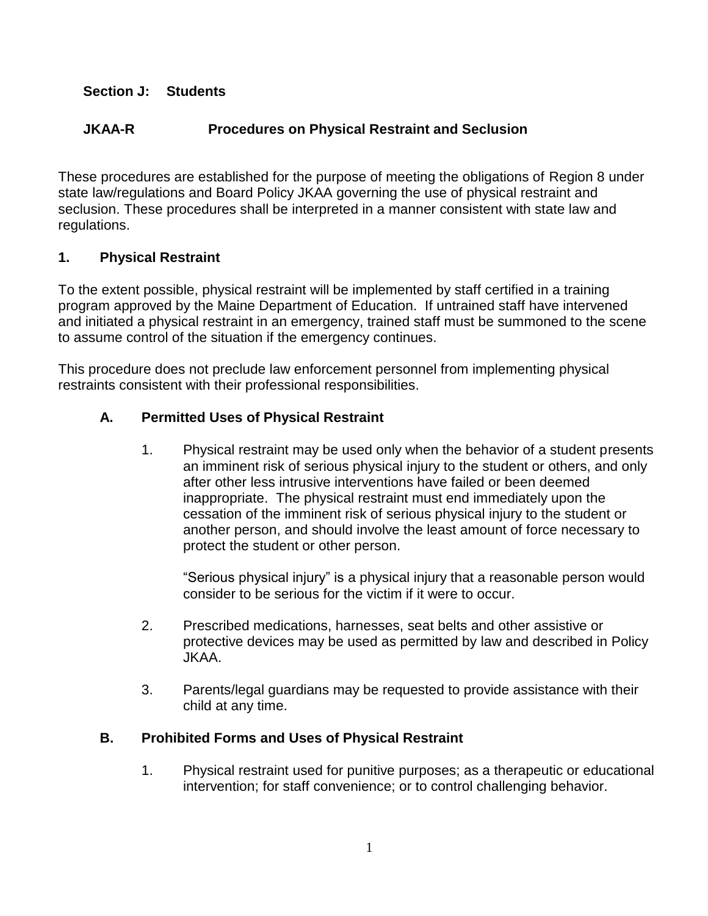**Section J: Students**

## JKAA-R Procedures on Physical Restraint and Seclusion

These procedures are established for the purpose of meeting the obligations of Region 8 under state law/regulations and Board Policy JKAA governing the use of physical restraint and seclusion. These procedures shall be interpreted in a manner consistent with state law and regulations.

### 1. Physical Restraint

To the extent possible, physical restraint will be implemented by staff certified in a training program approved by the Maine Department of Education. If untrained staff have intervened and initiated a physical restraint in an emergency, trained staff must be summoned to the scene to assume control of the situation if the emergency continues.

This procedure does not preclude law enforcement personnel from implementing physical restraints consistent with their professional responsibilities.

#### A. Permitted Uses of Physical Restraint

1. Physical restraint may be used only when the behavior of a student presents an imminent risk of serious physical injury to the student or others, and only after other less intrusive interventions have failed or been deemed inappropriate. The physical restraint must end immediately upon the cessation of the imminent risk of serious physical injury to the student or another person, and should involve the least amount of force necessary to protect the student or other person.

   "Serious physical injury" is a physical injury that a reasonable person would consider to be serious for the victim if it were to occur.

2. Prescribed medications, harnesses, seat belts and other assistive or protective devices may be used as permitted by law and described in Policy JKAA.

3. Parents/legal guardians may be requested to provide assistance with their child at any time.

#### B. Prohibited Forms and Uses of Physical Restraint

1. Physical restraint used for punitive purposes; as a therapeutic or educational intervention; for staff convenience; or to control challenging behavior.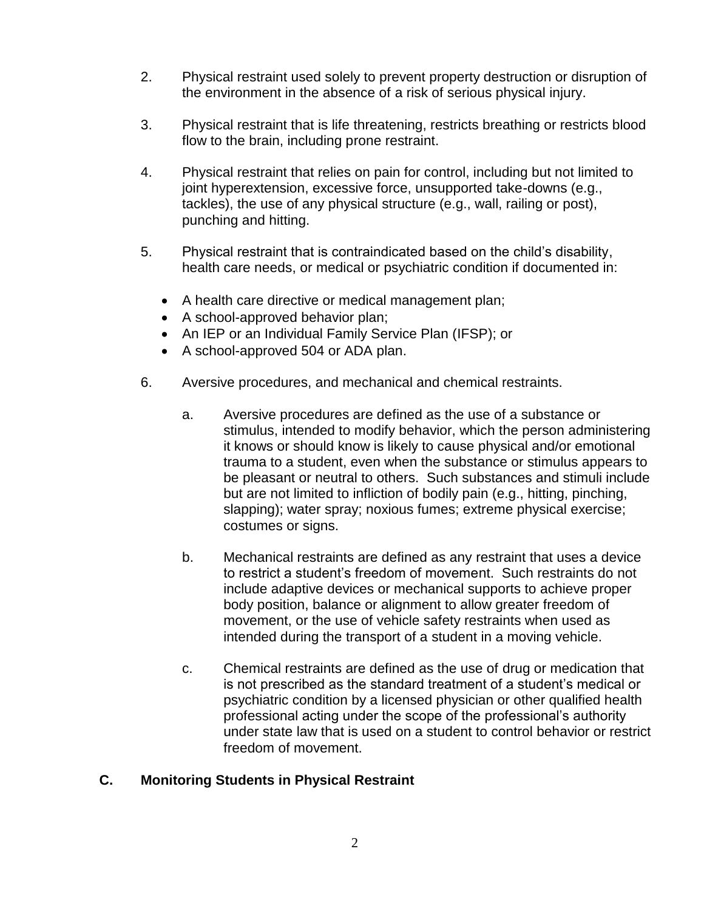2. Physical restraint used solely to prevent property destruction or disruption of the environment in the absence of a risk of serious physical injury.

3. Physical restraint that is life threatening, restricts breathing or restricts blood flow to the brain, including prone restraint.

4. Physical restraint that relies on pain for control, including but not limited to joint hyperextension, excessive force, unsupported take-downs (e.g., tackles), the use of any physical structure (e.g., wall, railing or post), punching and hitting.

5. Physical restraint that is contraindicated based on the child's disability, health care needs, or medical or psychiatric condition if documented in:

   - A health care directive or medical management plan;
   - A school-approved behavior plan;
   - An IEP or an Individual Family Service Plan (IFSP); or
   - A school-approved 504 or ADA plan.

6. Aversive procedures, and mechanical and chemical restraints.

   a. Aversive procedures are defined as the use of a substance or stimulus, intended to modify behavior, which the person administering it knows or should know is likely to cause physical and/or emotional trauma to a student, even when the substance or stimulus appears to be pleasant or neutral to others. Such substances and stimuli include but are not limited to infliction of bodily pain (e.g., hitting, pinching, slapping); water spray; noxious fumes; extreme physical exercise; costumes or signs.

   b. Mechanical restraints are defined as any restraint that uses a device to restrict a student's freedom of movement. Such restraints do not include adaptive devices or mechanical supports to achieve proper body position, balance or alignment to allow greater freedom of movement, or the use of vehicle safety restraints when used as intended during the transport of a student in a moving vehicle.

   c. Chemical restraints are defined as the use of drug or medication that is not prescribed as the standard treatment of a student's medical or psychiatric condition by a licensed physician or other qualified health professional acting under the scope of the professional's authority under state law that is used on a student to control behavior or restrict freedom of movement.

## C. Monitoring Students in Physical Restraint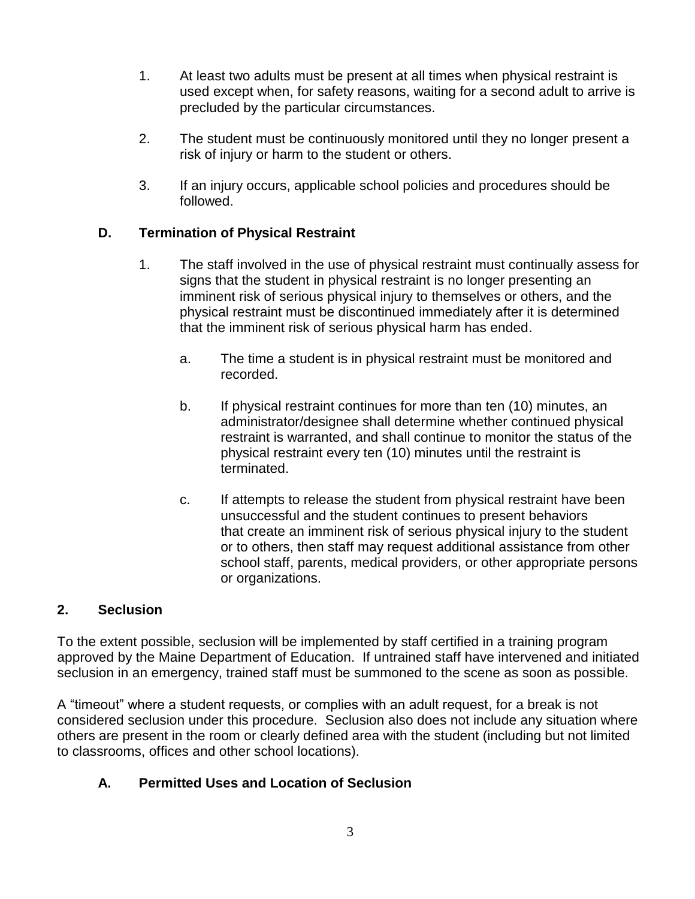1. At least two adults must be present at all times when physical restraint is used except when, for safety reasons, waiting for a second adult to arrive is precluded by the particular circumstances.

2. The student must be continuously monitored until they no longer present a risk of injury or harm to the student or others.

3. If an injury occurs, applicable school policies and procedures should be followed.

### D. Termination of Physical Restraint

1. The staff involved in the use of physical restraint must continually assess for signs that the student in physical restraint is no longer presenting an imminent risk of serious physical injury to themselves or others, and the physical restraint must be discontinued immediately after it is determined that the imminent risk of serious physical harm has ended.

   a. The time a student is in physical restraint must be monitored and recorded.

   b. If physical restraint continues for more than ten (10) minutes, an administrator/designee shall determine whether continued physical restraint is warranted, and shall continue to monitor the status of the physical restraint every ten (10) minutes until the restraint is terminated.

   c. If attempts to release the student from physical restraint have been unsuccessful and the student continues to present behaviors that create an imminent risk of serious physical injury to the student or to others, then staff may request additional assistance from other school staff, parents, medical providers, or other appropriate persons or organizations.

## 2. Seclusion

To the extent possible, seclusion will be implemented by staff certified in a training program approved by the Maine Department of Education. If untrained staff have intervened and initiated seclusion in an emergency, trained staff must be summoned to the scene as soon as possible.

A "timeout" where a student requests, or complies with an adult request, for a break is not considered seclusion under this procedure. Seclusion also does not include any situation where others are present in the room or clearly defined area with the student (including but not limited to classrooms, offices and other school locations).

### A. Permitted Uses and Location of Seclusion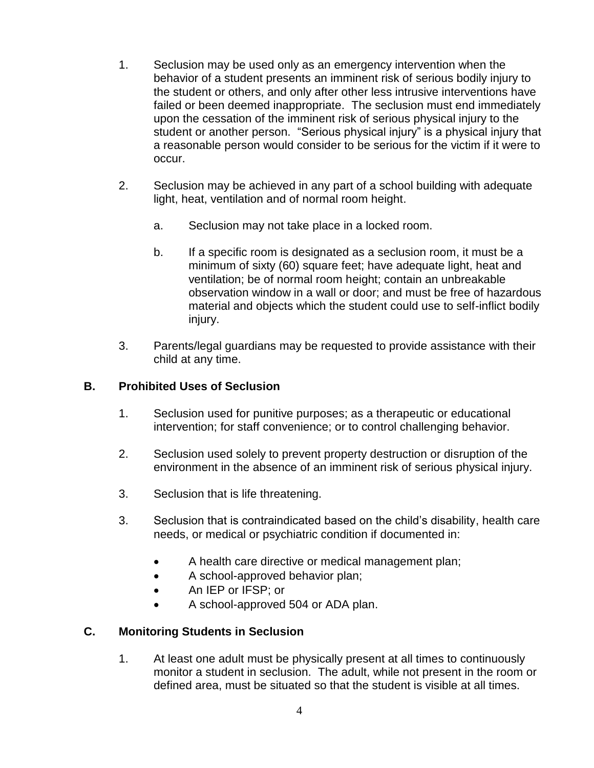1. Seclusion may be used only as an emergency intervention when the behavior of a student presents an imminent risk of serious bodily injury to the student or others, and only after other less intrusive interventions have failed or been deemed inappropriate. The seclusion must end immediately upon the cessation of the imminent risk of serious physical injury to the student or another person. "Serious physical injury" is a physical injury that a reasonable person would consider to be serious for the victim if it were to occur.

2. Seclusion may be achieved in any part of a school building with adequate light, heat, ventilation and of normal room height.

   a. Seclusion may not take place in a locked room.

   b. If a specific room is designated as a seclusion room, it must be a minimum of sixty (60) square feet; have adequate light, heat and ventilation; be of normal room height; contain an unbreakable observation window in a wall or door; and must be free of hazardous material and objects which the student could use to self-inflict bodily injury.

3. Parents/legal guardians may be requested to provide assistance with their child at any time.

**B. Prohibited Uses of Seclusion**

1. Seclusion used for punitive purposes; as a therapeutic or educational intervention; for staff convenience; or to control challenging behavior.

2. Seclusion used solely to prevent property destruction or disruption of the environment in the absence of an imminent risk of serious physical injury.

3. Seclusion that is life threatening.

3. Seclusion that is contraindicated based on the child's disability, health care needs, or medical or psychiatric condition if documented in:

   - A health care directive or medical management plan;
   - A school-approved behavior plan;
   - An IEP or IFSP; or
   - A school-approved 504 or ADA plan.

**C. Monitoring Students in Seclusion**

1. At least one adult must be physically present at all times to continuously monitor a student in seclusion. The adult, while not present in the room or defined area, must be situated so that the student is visible at all times.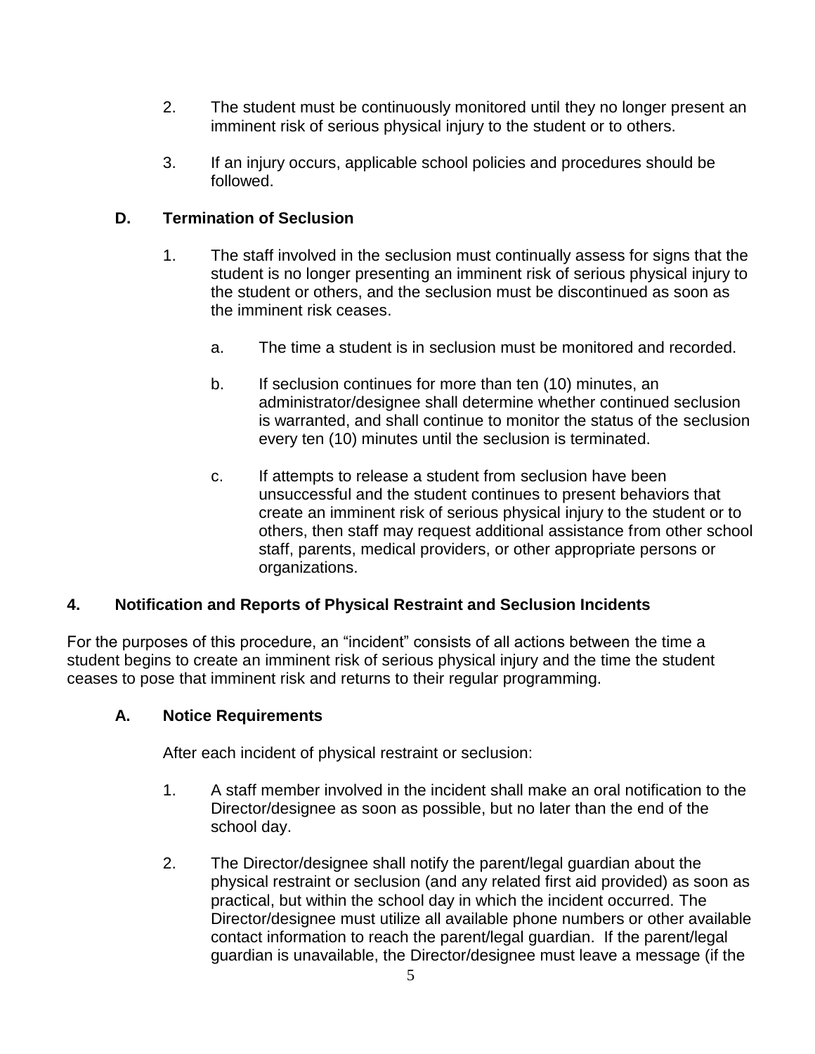2. The student must be continuously monitored until they no longer present an imminent risk of serious physical injury to the student or to others.

3. If an injury occurs, applicable school policies and procedures should be followed.

### D. Termination of Seclusion

1. The staff involved in the seclusion must continually assess for signs that the student is no longer presenting an imminent risk of serious physical injury to the student or others, and the seclusion must be discontinued as soon as the imminent risk ceases.

    a. The time a student is in seclusion must be monitored and recorded.

    b. If seclusion continues for more than ten (10) minutes, an administrator/designee shall determine whether continued seclusion is warranted, and shall continue to monitor the status of the seclusion every ten (10) minutes until the seclusion is terminated.

    c. If attempts to release a student from seclusion have been unsuccessful and the student continues to present behaviors that create an imminent risk of serious physical injury to the student or to others, then staff may request additional assistance from other school staff, parents, medical providers, or other appropriate persons or organizations.

## 4. Notification and Reports of Physical Restraint and Seclusion Incidents

For the purposes of this procedure, an "incident" consists of all actions between the time a student begins to create an imminent risk of serious physical injury and the time the student ceases to pose that imminent risk and returns to their regular programming.

### A. Notice Requirements

After each incident of physical restraint or seclusion:

1. A staff member involved in the incident shall make an oral notification to the Director/designee as soon as possible, but no later than the end of the school day.

2. The Director/designee shall notify the parent/legal guardian about the physical restraint or seclusion (and any related first aid provided) as soon as practical, but within the school day in which the incident occurred. The Director/designee must utilize all available phone numbers or other available contact information to reach the parent/legal guardian. If the parent/legal guardian is unavailable, the Director/designee must leave a message (if the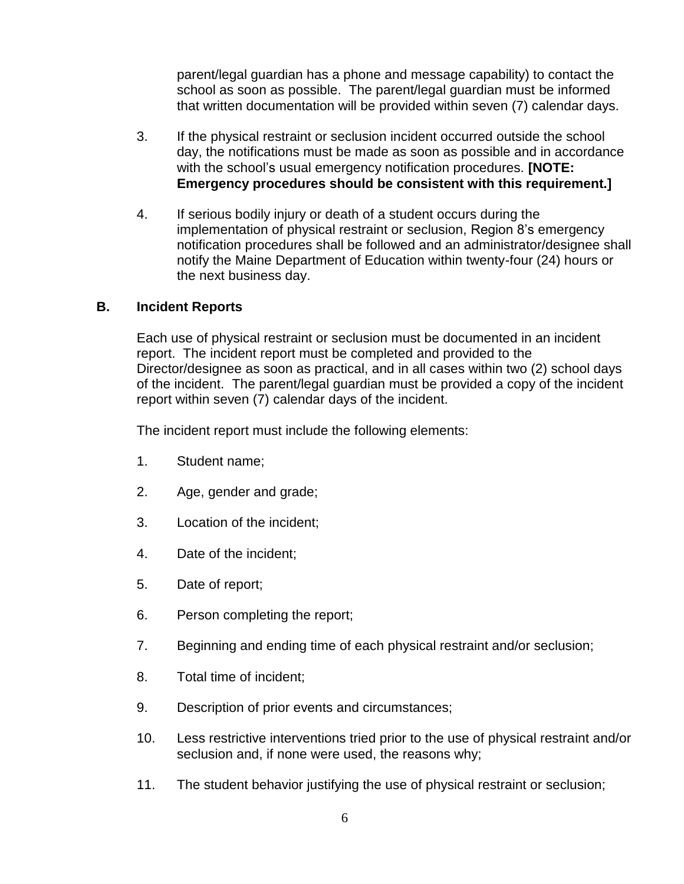parent/legal guardian has a phone and message capability) to contact the school as soon as possible. The parent/legal guardian must be informed that written documentation will be provided within seven (7) calendar days.

3. If the physical restraint or seclusion incident occurred outside the school day, the notifications must be made as soon as possible and in accordance with the school's usual emergency notification procedures. **[NOTE: Emergency procedures should be consistent with this requirement.]**

4. If serious bodily injury or death of a student occurs during the implementation of physical restraint or seclusion, Region 8's emergency notification procedures shall be followed and an administrator/designee shall notify the Maine Department of Education within twenty-four (24) hours or the next business day.

## B. Incident Reports

Each use of physical restraint or seclusion must be documented in an incident report. The incident report must be completed and provided to the Director/designee as soon as practical, and in all cases within two (2) school days of the incident. The parent/legal guardian must be provided a copy of the incident report within seven (7) calendar days of the incident.

The incident report must include the following elements:

1. Student name;

2. Age, gender and grade;

3. Location of the incident;

4. Date of the incident;

5. Date of report;

6. Person completing the report;

7. Beginning and ending time of each physical restraint and/or seclusion;

8. Total time of incident;

9. Description of prior events and circumstances;

10. Less restrictive interventions tried prior to the use of physical restraint and/or seclusion and, if none were used, the reasons why;

11. The student behavior justifying the use of physical restraint or seclusion;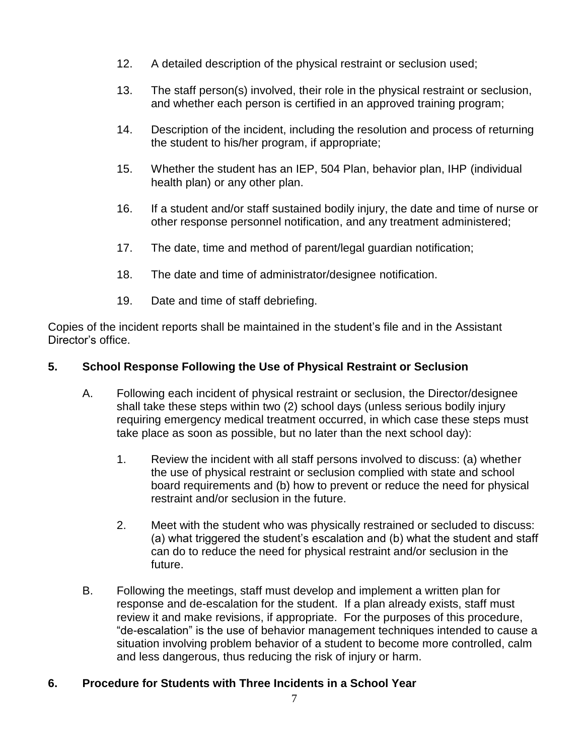12. A detailed description of the physical restraint or seclusion used;

13. The staff person(s) involved, their role in the physical restraint or seclusion, and whether each person is certified in an approved training program;

14. Description of the incident, including the resolution and process of returning the student to his/her program, if appropriate;

15. Whether the student has an IEP, 504 Plan, behavior plan, IHP (individual health plan) or any other plan.

16. If a student and/or staff sustained bodily injury, the date and time of nurse or other response personnel notification, and any treatment administered;

17. The date, time and method of parent/legal guardian notification;

18. The date and time of administrator/designee notification.

19. Date and time of staff debriefing.

Copies of the incident reports shall be maintained in the student's file and in the Assistant Director's office.

## 5. School Response Following the Use of Physical Restraint or Seclusion

A. Following each incident of physical restraint or seclusion, the Director/designee shall take these steps within two (2) school days (unless serious bodily injury requiring emergency medical treatment occurred, in which case these steps must take place as soon as possible, but no later than the next school day):

   1. Review the incident with all staff persons involved to discuss: (a) whether the use of physical restraint or seclusion complied with state and school board requirements and (b) how to prevent or reduce the need for physical restraint and/or seclusion in the future.

   2. Meet with the student who was physically restrained or secluded to discuss: (a) what triggered the student's escalation and (b) what the student and staff can do to reduce the need for physical restraint and/or seclusion in the future.

B. Following the meetings, staff must develop and implement a written plan for response and de-escalation for the student. If a plan already exists, staff must review it and make revisions, if appropriate. For the purposes of this procedure, "de-escalation" is the use of behavior management techniques intended to cause a situation involving problem behavior of a student to become more controlled, calm and less dangerous, thus reducing the risk of injury or harm.

## 6. Procedure for Students with Three Incidents in a School Year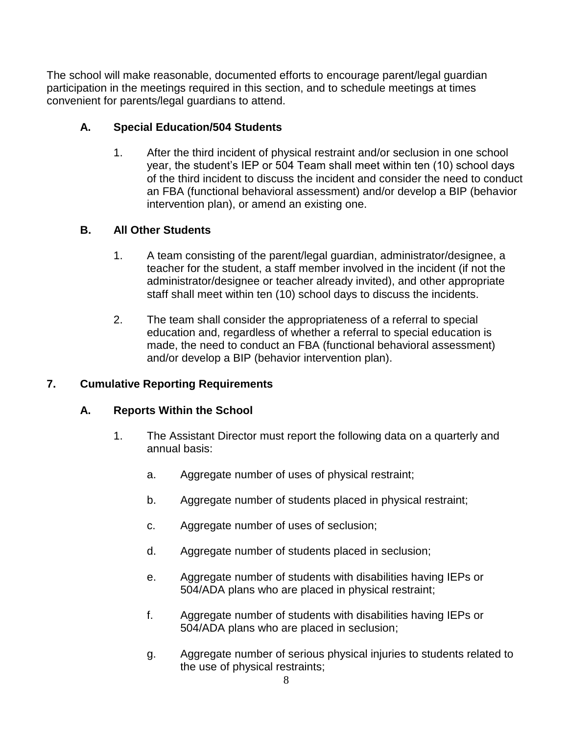The school will make reasonable, documented efforts to encourage parent/legal guardian participation in the meetings required in this section, and to schedule meetings at times convenient for parents/legal guardians to attend.

### A. Special Education/504 Students

1. After the third incident of physical restraint and/or seclusion in one school year, the student's IEP or 504 Team shall meet within ten (10) school days of the third incident to discuss the incident and consider the need to conduct an FBA (functional behavioral assessment) and/or develop a BIP (behavior intervention plan), or amend an existing one.

### B. All Other Students

1. A team consisting of the parent/legal guardian, administrator/designee, a teacher for the student, a staff member involved in the incident (if not the administrator/designee or teacher already invited), and other appropriate staff shall meet within ten (10) school days to discuss the incidents.

2. The team shall consider the appropriateness of a referral to special education and, regardless of whether a referral to special education is made, the need to conduct an FBA (functional behavioral assessment) and/or develop a BIP (behavior intervention plan).

## 7. Cumulative Reporting Requirements

### A. Reports Within the School

1. The Assistant Director must report the following data on a quarterly and annual basis:

   a. Aggregate number of uses of physical restraint;

   b. Aggregate number of students placed in physical restraint;

   c. Aggregate number of uses of seclusion;

   d. Aggregate number of students placed in seclusion;

   e. Aggregate number of students with disabilities having IEPs or 504/ADA plans who are placed in physical restraint;

   f. Aggregate number of students with disabilities having IEPs or 504/ADA plans who are placed in seclusion;

   g. Aggregate number of serious physical injuries to students related to the use of physical restraints;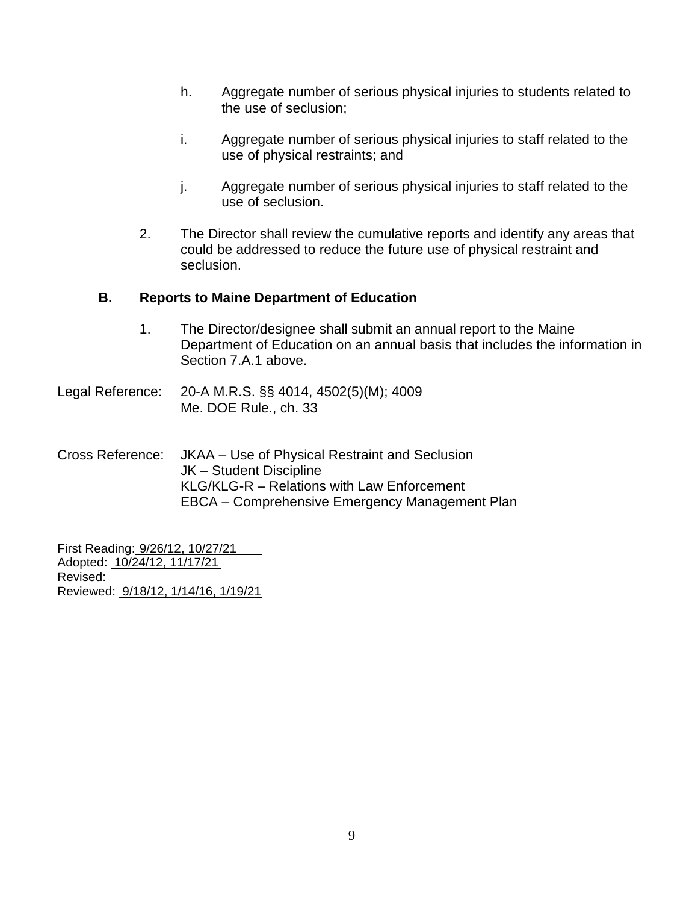h. Aggregate number of serious physical injuries to students related to the use of seclusion;

i. Aggregate number of serious physical injuries to staff related to the use of physical restraints; and

j. Aggregate number of serious physical injuries to staff related to the use of seclusion.

2. The Director shall review the cumulative reports and identify any areas that could be addressed to reduce the future use of physical restraint and seclusion.

**B. Reports to Maine Department of Education**

1. The Director/designee shall submit an annual report to the Maine Department of Education on an annual basis that includes the information in Section 7.A.1 above.

Legal Reference: 20-A M.R.S. §§ 4014, 4502(5)(M); 4009
Me. DOE Rule., ch. 33

Cross Reference: JKAA – Use of Physical Restraint and Seclusion
JK – Student Discipline
KLG/KLG-R – Relations with Law Enforcement
EBCA – Comprehensive Emergency Management Plan

First Reading: 9/26/12, 10/27/21
Adopted: 10/24/12, 11/17/21
Revised:
Reviewed: 9/18/12, 1/14/16, 1/19/21